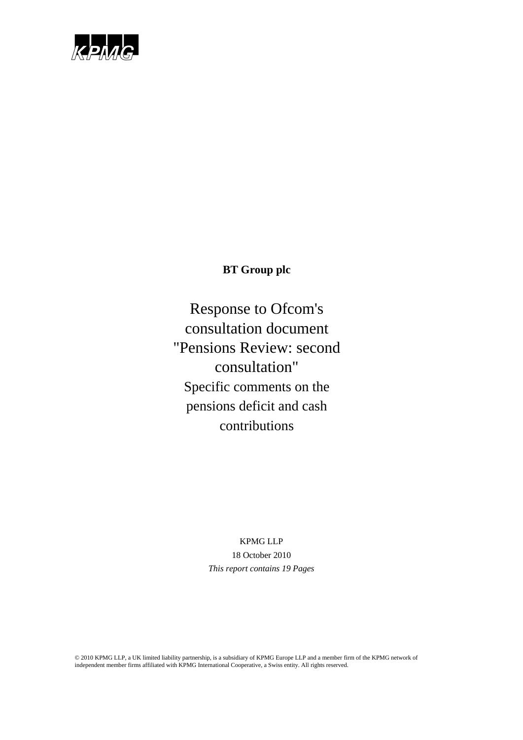KPMG

**BT Group plc**

# Response to Ofcom's consultation document "Pensions Review: second consultation"

## Specific comments on the pensions deficit and cash contributions

KPMG LLP

18 October 2010

*This report contains 19 Pages*

© 2010 KPMG LLP, a UK limited liability partnership, is a subsidiary of KPMG Europe LLP and a member firm of the KPMG network of independent member firms affiliated with KPMG International Cooperative, a Swiss entity. All rights reserved.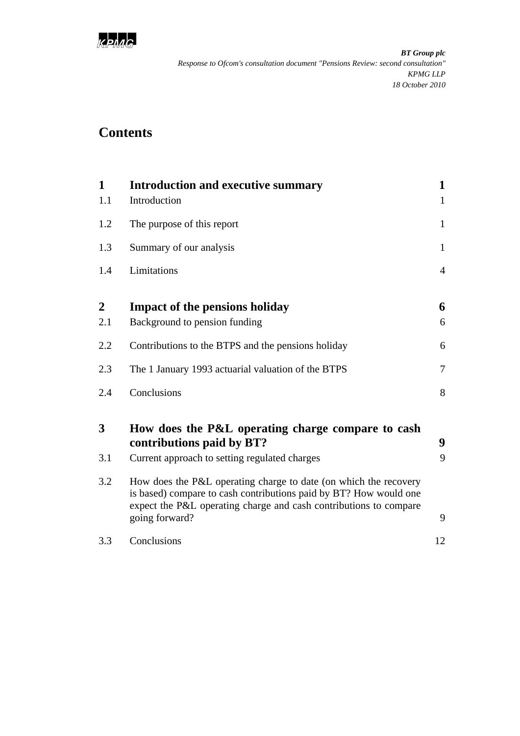*BT Group plc*
*Response to Ofcom's consultation document "Pensions Review: second consultation"*
*KPMG LLP*
*18 October 2010*

# Contents

| | | |
|---|---|---|
| **1** | **Introduction and executive summary** | **1** |
| 1.1 | Introduction | 1 |
| 1.2 | The purpose of this report | 1 |
| 1.3 | Summary of our analysis | 1 |
| 1.4 | Limitations | 4 |
| **2** | **Impact of the pensions holiday** | **6** |
| 2.1 | Background to pension funding | 6 |
| 2.2 | Contributions to the BTPS and the pensions holiday | 6 |
| 2.3 | The 1 January 1993 actuarial valuation of the BTPS | 7 |
| 2.4 | Conclusions | 8 |
| **3** | **How does the P&L operating charge compare to cash contributions paid by BT?** | **9** |
| 3.1 | Current approach to setting regulated charges | 9 |
| 3.2 | How does the P&L operating charge to date (on which the recovery is based) compare to cash contributions paid by BT? How would one expect the P&L operating charge and cash contributions to compare going forward? | 9 |
| 3.3 | Conclusions | 12 |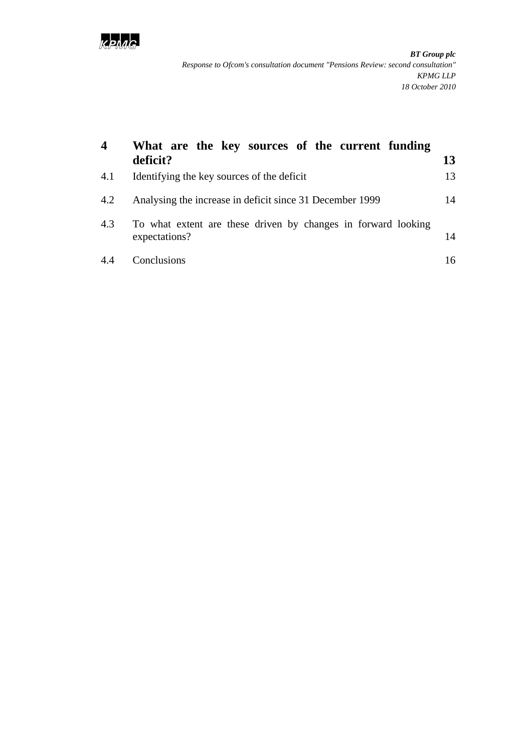| | | |
|---|---|---|
| **4** | **What are the key sources of the current funding deficit?** | **13** |
| 4.1 | Identifying the key sources of the deficit | 13 |
| 4.2 | Analysing the increase in deficit since 31 December 1999 | 14 |
| 4.3 | To what extent are these driven by changes in forward looking expectations? | 14 |
| 4.4 | Conclusions | 16 |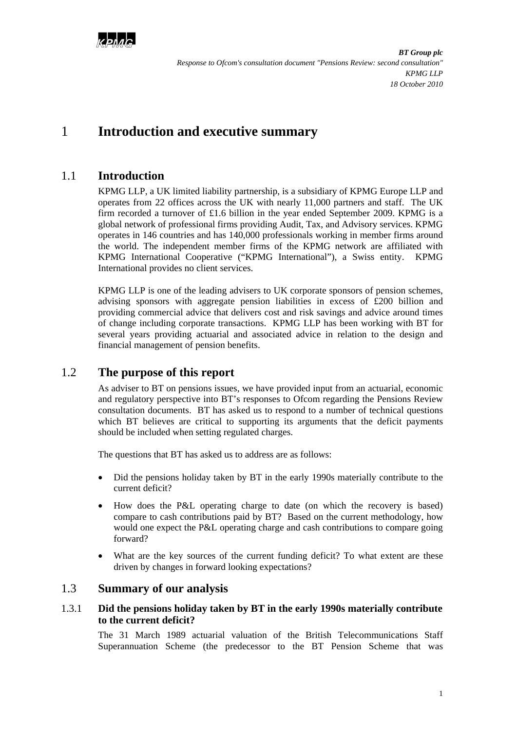# 1 Introduction and executive summary

## 1.1 Introduction

KPMG LLP, a UK limited liability partnership, is a subsidiary of KPMG Europe LLP and operates from 22 offices across the UK with nearly 11,000 partners and staff. The UK firm recorded a turnover of £1.6 billion in the year ended September 2009. KPMG is a global network of professional firms providing Audit, Tax, and Advisory services. KPMG operates in 146 countries and has 140,000 professionals working in member firms around the world. The independent member firms of the KPMG network are affiliated with KPMG International Cooperative ("KPMG International"), a Swiss entity. KPMG International provides no client services.

KPMG LLP is one of the leading advisers to UK corporate sponsors of pension schemes, advising sponsors with aggregate pension liabilities in excess of £200 billion and providing commercial advice that delivers cost and risk savings and advice around times of change including corporate transactions. KPMG LLP has been working with BT for several years providing actuarial and associated advice in relation to the design and financial management of pension benefits.

## 1.2 The purpose of this report

As adviser to BT on pensions issues, we have provided input from an actuarial, economic and regulatory perspective into BT's responses to Ofcom regarding the Pensions Review consultation documents. BT has asked us to respond to a number of technical questions which BT believes are critical to supporting its arguments that the deficit payments should be included when setting regulated charges.

The questions that BT has asked us to address are as follows:

- Did the pensions holiday taken by BT in the early 1990s materially contribute to the current deficit?
- How does the P&L operating charge to date (on which the recovery is based) compare to cash contributions paid by BT? Based on the current methodology, how would one expect the P&L operating charge and cash contributions to compare going forward?
- What are the key sources of the current funding deficit? To what extent are these driven by changes in forward looking expectations?

## 1.3 Summary of our analysis

### 1.3.1 Did the pensions holiday taken by BT in the early 1990s materially contribute to the current deficit?

The 31 March 1989 actuarial valuation of the British Telecommunications Staff Superannuation Scheme (the predecessor to the BT Pension Scheme that was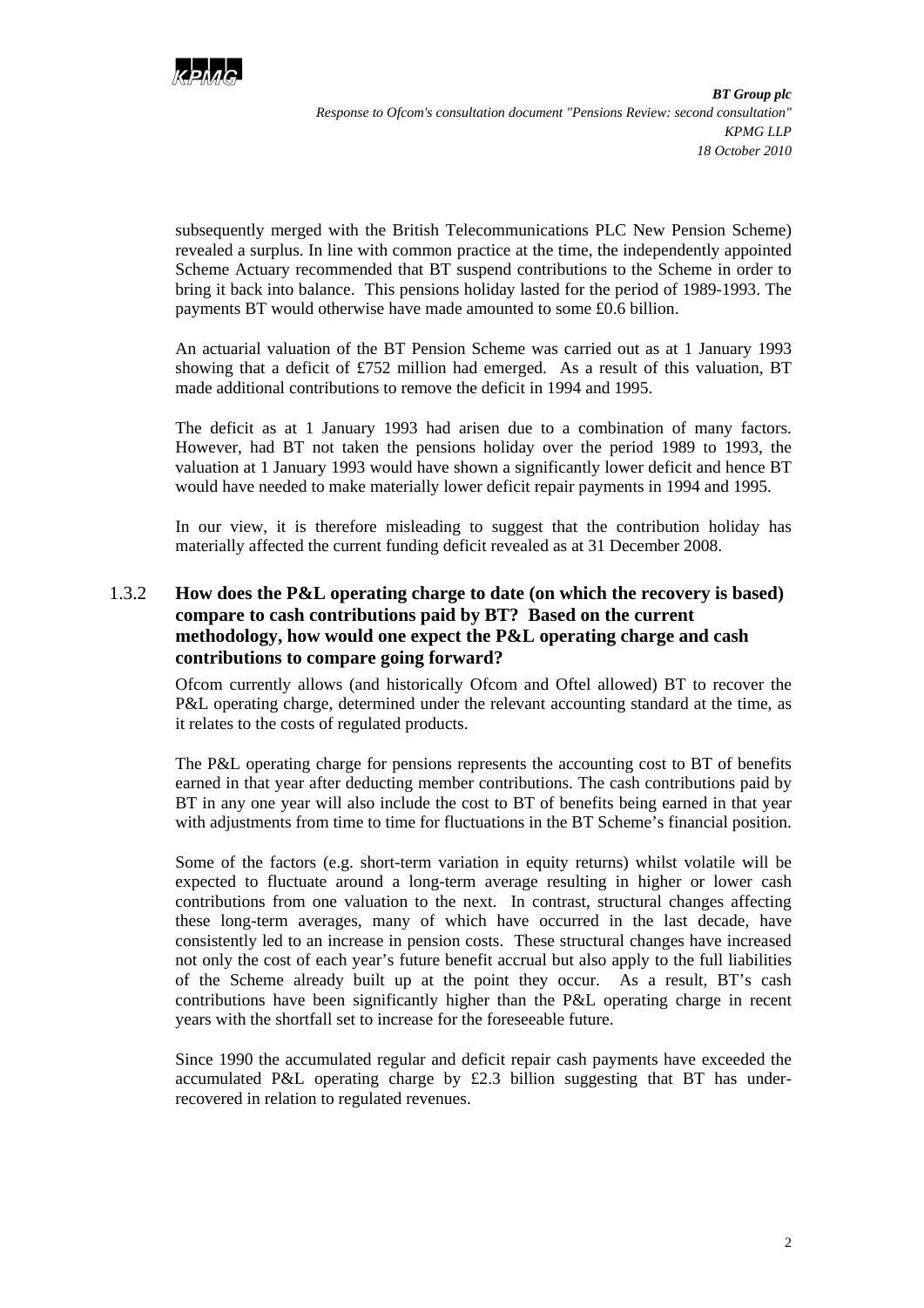subsequently merged with the British Telecommunications PLC New Pension Scheme) revealed a surplus. In line with common practice at the time, the independently appointed Scheme Actuary recommended that BT suspend contributions to the Scheme in order to bring it back into balance. This pensions holiday lasted for the period of 1989-1993. The payments BT would otherwise have made amounted to some £0.6 billion.

An actuarial valuation of the BT Pension Scheme was carried out as at 1 January 1993 showing that a deficit of £752 million had emerged. As a result of this valuation, BT made additional contributions to remove the deficit in 1994 and 1995.

The deficit as at 1 January 1993 had arisen due to a combination of many factors. However, had BT not taken the pensions holiday over the period 1989 to 1993, the valuation at 1 January 1993 would have shown a significantly lower deficit and hence BT would have needed to make materially lower deficit repair payments in 1994 and 1995.

In our view, it is therefore misleading to suggest that the contribution holiday has materially affected the current funding deficit revealed as at 31 December 2008.

### 1.3.2 How does the P&L operating charge to date (on which the recovery is based) compare to cash contributions paid by BT? Based on the current methodology, how would one expect the P&L operating charge and cash contributions to compare going forward?

Ofcom currently allows (and historically Ofcom and Oftel allowed) BT to recover the P&L operating charge, determined under the relevant accounting standard at the time, as it relates to the costs of regulated products.

The P&L operating charge for pensions represents the accounting cost to BT of benefits earned in that year after deducting member contributions. The cash contributions paid by BT in any one year will also include the cost to BT of benefits being earned in that year with adjustments from time to time for fluctuations in the BT Scheme's financial position.

Some of the factors (e.g. short-term variation in equity returns) whilst volatile will be expected to fluctuate around a long-term average resulting in higher or lower cash contributions from one valuation to the next. In contrast, structural changes affecting these long-term averages, many of which have occurred in the last decade, have consistently led to an increase in pension costs. These structural changes have increased not only the cost of each year's future benefit accrual but also apply to the full liabilities of the Scheme already built up at the point they occur. As a result, BT's cash contributions have been significantly higher than the P&L operating charge in recent years with the shortfall set to increase for the foreseeable future.

Since 1990 the accumulated regular and deficit repair cash payments have exceeded the accumulated P&L operating charge by £2.3 billion suggesting that BT has under-recovered in relation to regulated revenues.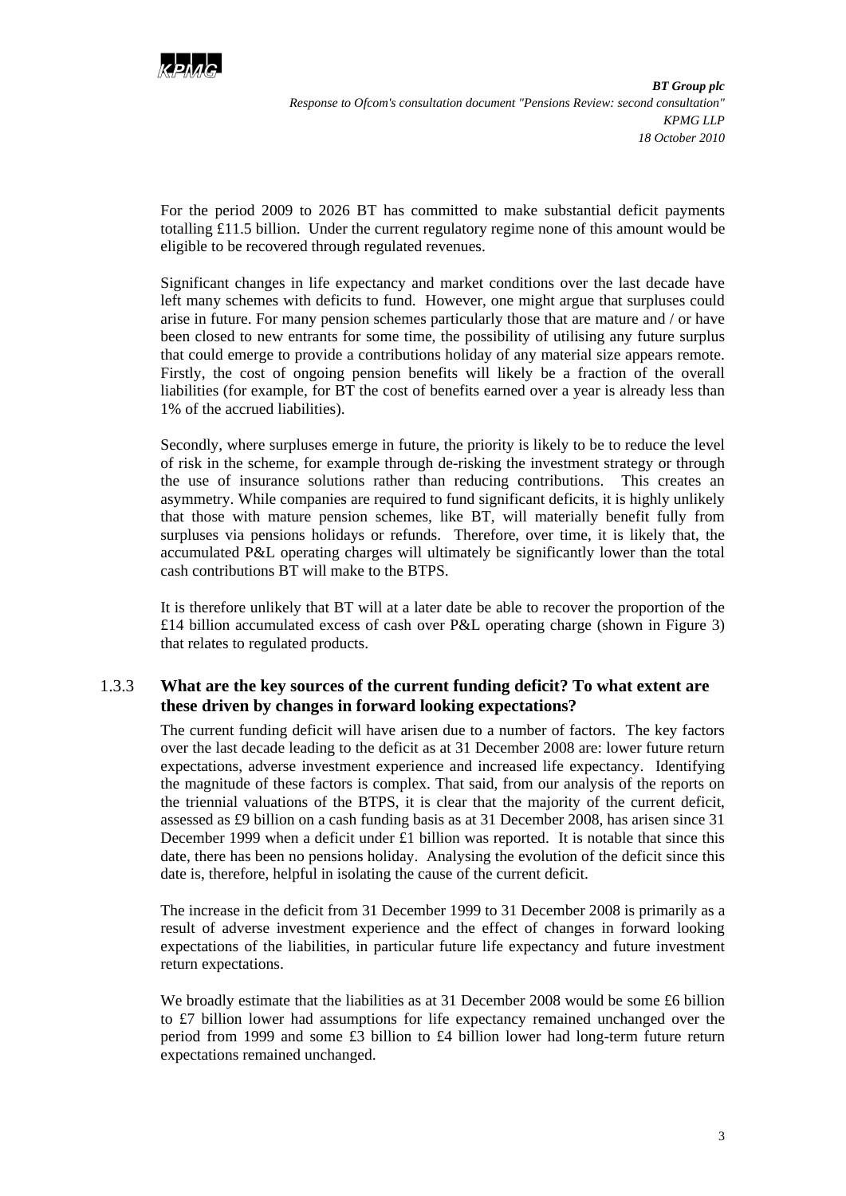For the period 2009 to 2026 BT has committed to make substantial deficit payments totalling £11.5 billion. Under the current regulatory regime none of this amount would be eligible to be recovered through regulated revenues.

Significant changes in life expectancy and market conditions over the last decade have left many schemes with deficits to fund. However, one might argue that surpluses could arise in future. For many pension schemes particularly those that are mature and / or have been closed to new entrants for some time, the possibility of utilising any future surplus that could emerge to provide a contributions holiday of any material size appears remote. Firstly, the cost of ongoing pension benefits will likely be a fraction of the overall liabilities (for example, for BT the cost of benefits earned over a year is already less than 1% of the accrued liabilities).

Secondly, where surpluses emerge in future, the priority is likely to be to reduce the level of risk in the scheme, for example through de-risking the investment strategy or through the use of insurance solutions rather than reducing contributions. This creates an asymmetry. While companies are required to fund significant deficits, it is highly unlikely that those with mature pension schemes, like BT, will materially benefit fully from surpluses via pensions holidays or refunds. Therefore, over time, it is likely that, the accumulated P&L operating charges will ultimately be significantly lower than the total cash contributions BT will make to the BTPS.

It is therefore unlikely that BT will at a later date be able to recover the proportion of the £14 billion accumulated excess of cash over P&L operating charge (shown in Figure 3) that relates to regulated products.

### 1.3.3 What are the key sources of the current funding deficit? To what extent are these driven by changes in forward looking expectations?

The current funding deficit will have arisen due to a number of factors. The key factors over the last decade leading to the deficit as at 31 December 2008 are: lower future return expectations, adverse investment experience and increased life expectancy. Identifying the magnitude of these factors is complex. That said, from our analysis of the reports on the triennial valuations of the BTPS, it is clear that the majority of the current deficit, assessed as £9 billion on a cash funding basis as at 31 December 2008, has arisen since 31 December 1999 when a deficit under £1 billion was reported. It is notable that since this date, there has been no pensions holiday. Analysing the evolution of the deficit since this date is, therefore, helpful in isolating the cause of the current deficit.

The increase in the deficit from 31 December 1999 to 31 December 2008 is primarily as a result of adverse investment experience and the effect of changes in forward looking expectations of the liabilities, in particular future life expectancy and future investment return expectations.

We broadly estimate that the liabilities as at 31 December 2008 would be some £6 billion to £7 billion lower had assumptions for life expectancy remained unchanged over the period from 1999 and some £3 billion to £4 billion lower had long-term future return expectations remained unchanged.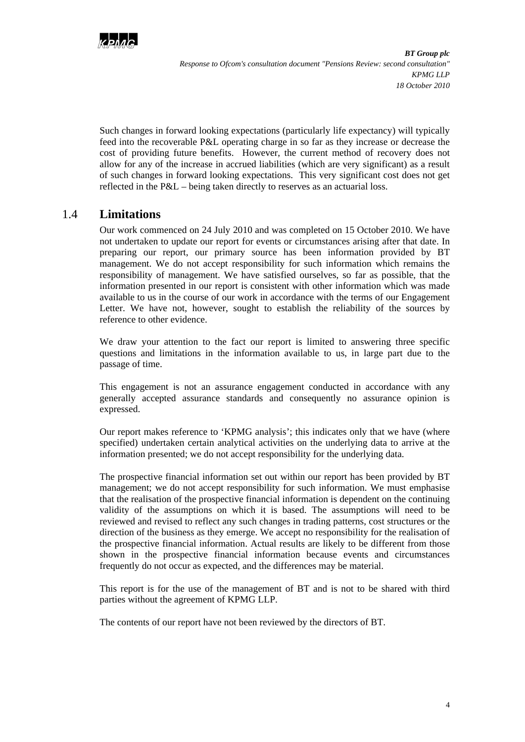Such changes in forward looking expectations (particularly life expectancy) will typically feed into the recoverable P&L operating charge in so far as they increase or decrease the cost of providing future benefits. However, the current method of recovery does not allow for any of the increase in accrued liabilities (which are very significant) as a result of such changes in forward looking expectations. This very significant cost does not get reflected in the P&L – being taken directly to reserves as an actuarial loss.

## 1.4 Limitations

Our work commenced on 24 July 2010 and was completed on 15 October 2010. We have not undertaken to update our report for events or circumstances arising after that date. In preparing our report, our primary source has been information provided by BT management. We do not accept responsibility for such information which remains the responsibility of management. We have satisfied ourselves, so far as possible, that the information presented in our report is consistent with other information which was made available to us in the course of our work in accordance with the terms of our Engagement Letter. We have not, however, sought to establish the reliability of the sources by reference to other evidence.

We draw your attention to the fact our report is limited to answering three specific questions and limitations in the information available to us, in large part due to the passage of time.

This engagement is not an assurance engagement conducted in accordance with any generally accepted assurance standards and consequently no assurance opinion is expressed.

Our report makes reference to 'KPMG analysis'; this indicates only that we have (where specified) undertaken certain analytical activities on the underlying data to arrive at the information presented; we do not accept responsibility for the underlying data.

The prospective financial information set out within our report has been provided by BT management; we do not accept responsibility for such information. We must emphasise that the realisation of the prospective financial information is dependent on the continuing validity of the assumptions on which it is based. The assumptions will need to be reviewed and revised to reflect any such changes in trading patterns, cost structures or the direction of the business as they emerge. We accept no responsibility for the realisation of the prospective financial information. Actual results are likely to be different from those shown in the prospective financial information because events and circumstances frequently do not occur as expected, and the differences may be material.

This report is for the use of the management of BT and is not to be shared with third parties without the agreement of KPMG LLP.

The contents of our report have not been reviewed by the directors of BT.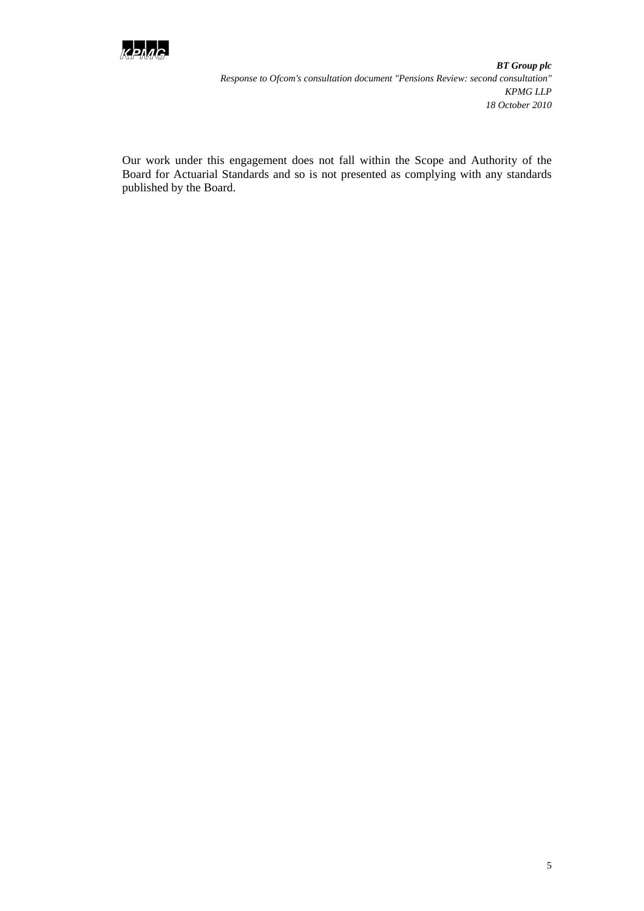Our work under this engagement does not fall within the Scope and Authority of the Board for Actuarial Standards and so is not presented as complying with any standards published by the Board.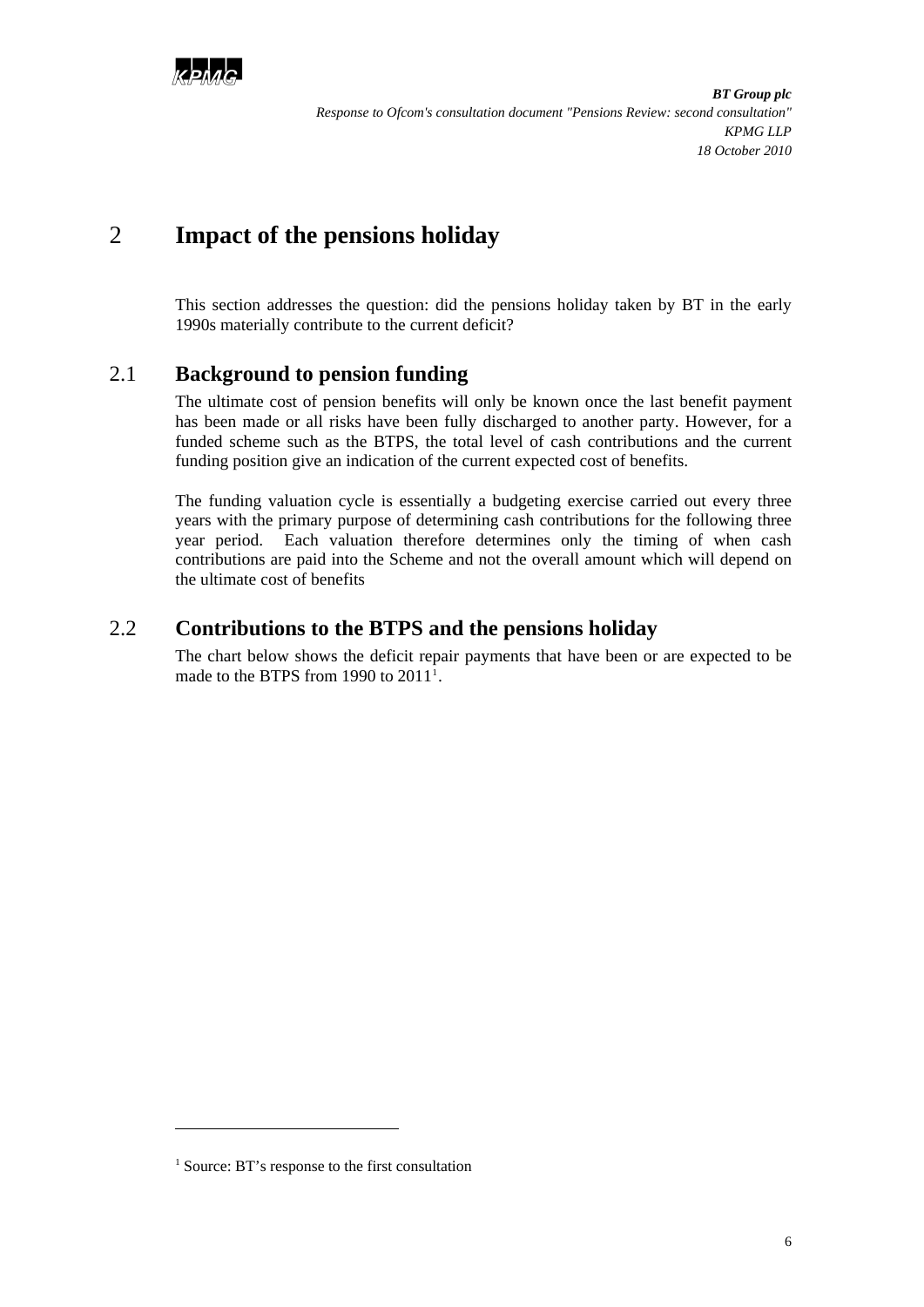# 2 Impact of the pensions holiday

This section addresses the question: did the pensions holiday taken by BT in the early 1990s materially contribute to the current deficit?

## 2.1 Background to pension funding

The ultimate cost of pension benefits will only be known once the last benefit payment has been made or all risks have been fully discharged to another party. However, for a funded scheme such as the BTPS, the total level of cash contributions and the current funding position give an indication of the current expected cost of benefits.

The funding valuation cycle is essentially a budgeting exercise carried out every three years with the primary purpose of determining cash contributions for the following three year period. Each valuation therefore determines only the timing of when cash contributions are paid into the Scheme and not the overall amount which will depend on the ultimate cost of benefits

## 2.2 Contributions to the BTPS and the pensions holiday

The chart below shows the deficit repair payments that have been or are expected to be made to the BTPS from 1990 to 2011[1].

[1] Source: BT's response to the first consultation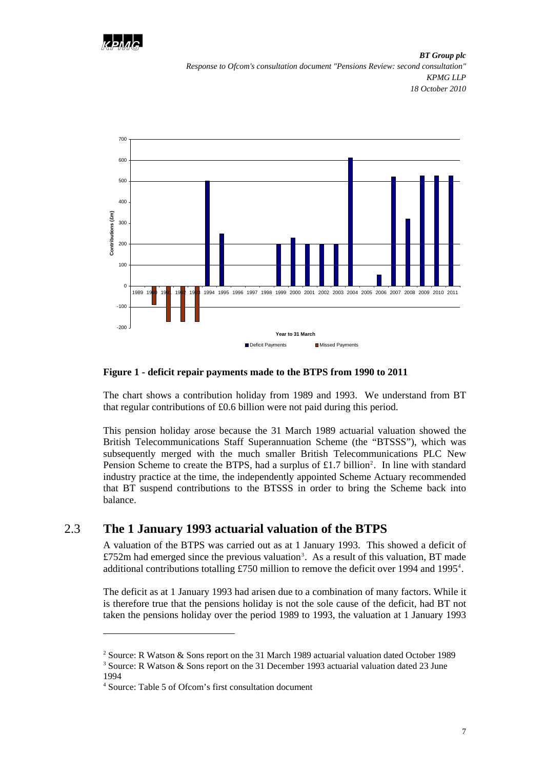**Figure 1 - deficit repair payments made to the BTPS from 1990 to 2011**

The chart shows a contribution holiday from 1989 and 1993. We understand from BT that regular contributions of £0.6 billion were not paid during this period.

This pension holiday arose because the 31 March 1989 actuarial valuation showed the British Telecommunications Staff Superannuation Scheme (the "BTSSS"), which was subsequently merged with the much smaller British Telecommunications PLC New Pension Scheme to create the BTPS, had a surplus of £1.7 billion[2]. In line with standard industry practice at the time, the independently appointed Scheme Actuary recommended that BT suspend contributions to the BTSSS in order to bring the Scheme back into balance.

## 2.3 The 1 January 1993 actuarial valuation of the BTPS

A valuation of the BTPS was carried out as at 1 January 1993. This showed a deficit of £752m had emerged since the previous valuation[3]. As a result of this valuation, BT made additional contributions totalling £750 million to remove the deficit over 1994 and 1995[4].

The deficit as at 1 January 1993 had arisen due to a combination of many factors. While it is therefore true that the pensions holiday is not the sole cause of the deficit, had BT not taken the pensions holiday over the period 1989 to 1993, the valuation at 1 January 1993

---

[2] Source: R Watson & Sons report on the 31 March 1989 actuarial valuation dated October 1989

[3] Source: R Watson & Sons report on the 31 December 1993 actuarial valuation dated 23 June 1994

[4] Source: Table 5 of Ofcom's first consultation document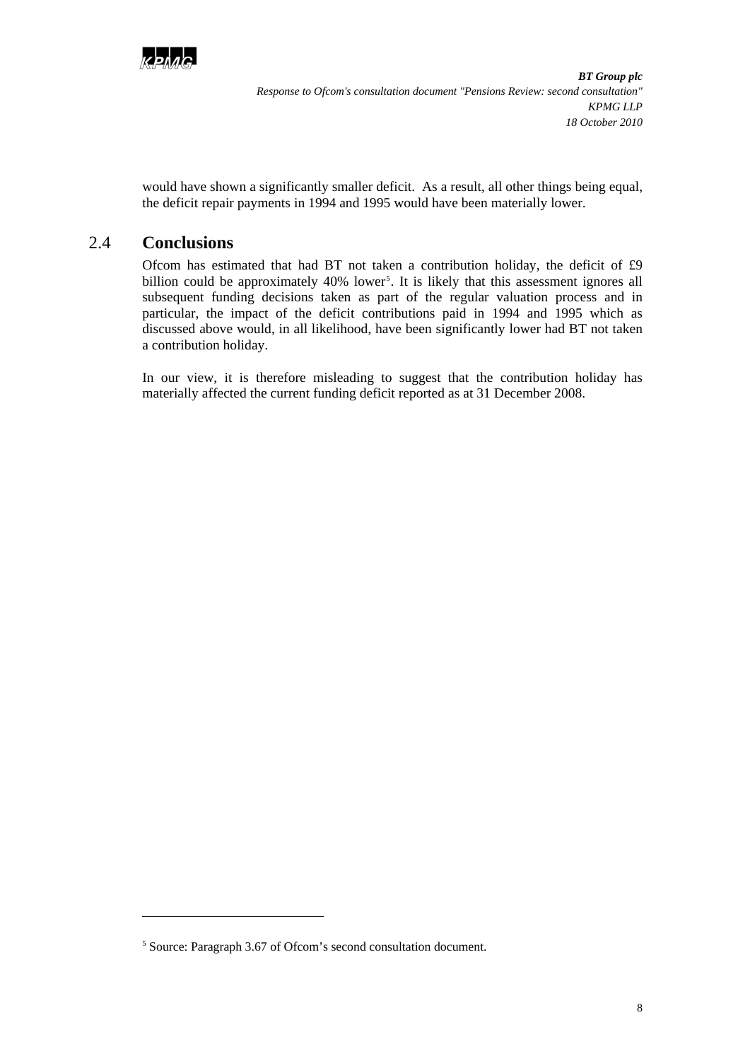would have shown a significantly smaller deficit. As a result, all other things being equal, the deficit repair payments in 1994 and 1995 would have been materially lower.

## 2.4 Conclusions

Ofcom has estimated that had BT not taken a contribution holiday, the deficit of £9 billion could be approximately 40% lower[5]. It is likely that this assessment ignores all subsequent funding decisions taken as part of the regular valuation process and in particular, the impact of the deficit contributions paid in 1994 and 1995 which as discussed above would, in all likelihood, have been significantly lower had BT not taken a contribution holiday.

In our view, it is therefore misleading to suggest that the contribution holiday has materially affected the current funding deficit reported as at 31 December 2008.

[5] Source: Paragraph 3.67 of Ofcom's second consultation document.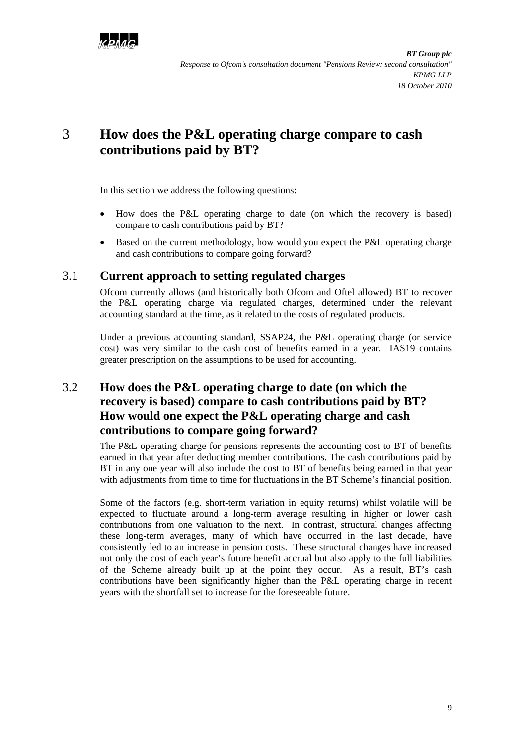# 3 How does the P&L operating charge compare to cash contributions paid by BT?

In this section we address the following questions:

- How does the P&L operating charge to date (on which the recovery is based) compare to cash contributions paid by BT?
- Based on the current methodology, how would you expect the P&L operating charge and cash contributions to compare going forward?

## 3.1 Current approach to setting regulated charges

Ofcom currently allows (and historically both Ofcom and Oftel allowed) BT to recover the P&L operating charge via regulated charges, determined under the relevant accounting standard at the time, as it related to the costs of regulated products.

Under a previous accounting standard, SSAP24, the P&L operating charge (or service cost) was very similar to the cash cost of benefits earned in a year. IAS19 contains greater prescription on the assumptions to be used for accounting.

## 3.2 How does the P&L operating charge to date (on which the recovery is based) compare to cash contributions paid by BT? How would one expect the P&L operating charge and cash contributions to compare going forward?

The P&L operating charge for pensions represents the accounting cost to BT of benefits earned in that year after deducting member contributions. The cash contributions paid by BT in any one year will also include the cost to BT of benefits being earned in that year with adjustments from time to time for fluctuations in the BT Scheme's financial position.

Some of the factors (e.g. short-term variation in equity returns) whilst volatile will be expected to fluctuate around a long-term average resulting in higher or lower cash contributions from one valuation to the next. In contrast, structural changes affecting these long-term averages, many of which have occurred in the last decade, have consistently led to an increase in pension costs. These structural changes have increased not only the cost of each year's future benefit accrual but also apply to the full liabilities of the Scheme already built up at the point they occur. As a result, BT's cash contributions have been significantly higher than the P&L operating charge in recent years with the shortfall set to increase for the foreseeable future.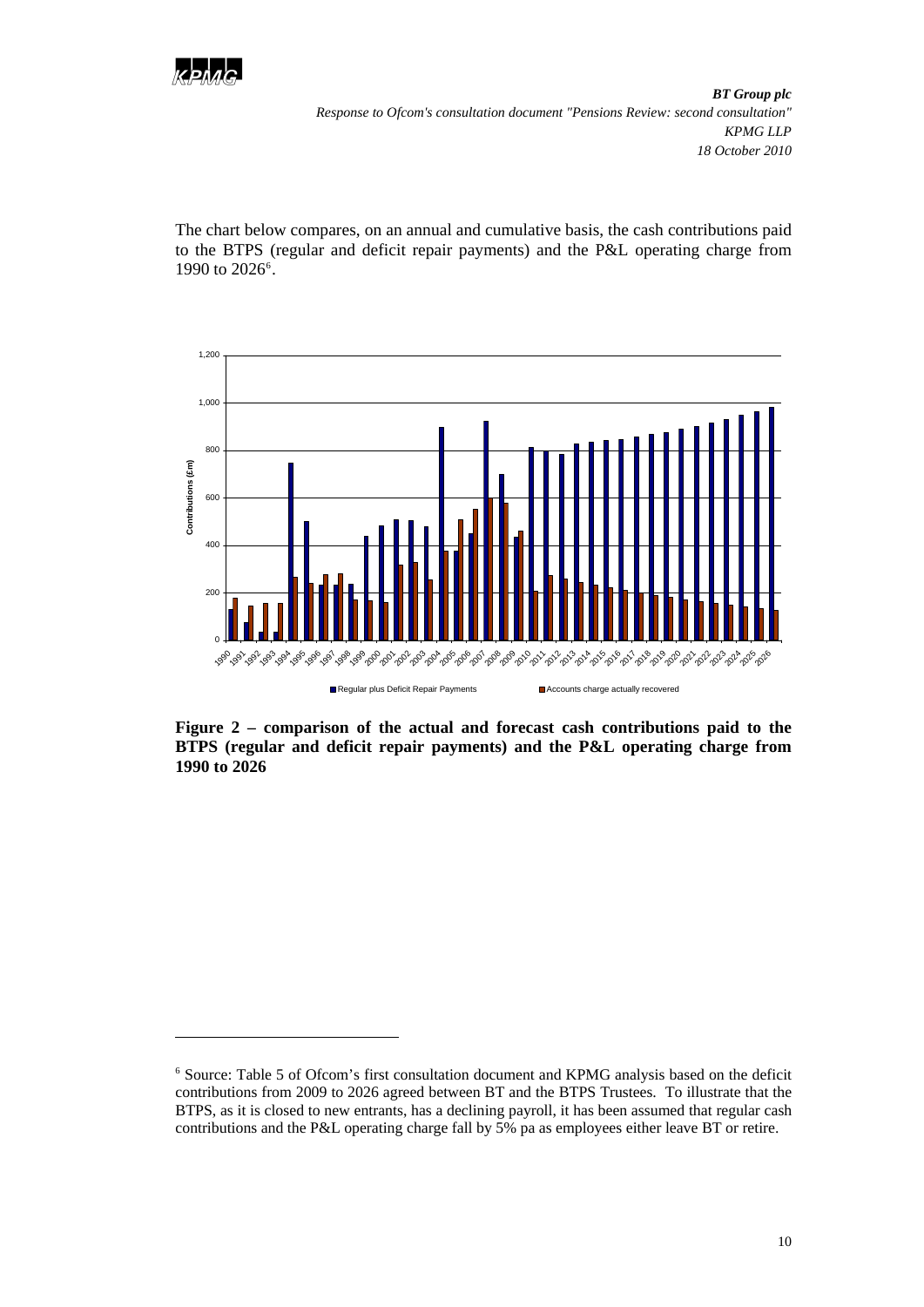The chart below compares, on an annual and cumulative basis, the cash contributions paid to the BTPS (regular and deficit repair payments) and the P&L operating charge from 1990 to 2026[6].

**Figure 2 – comparison of the actual and forecast cash contributions paid to the BTPS (regular and deficit repair payments) and the P&L operating charge from 1990 to 2026**

[6] Source: Table 5 of Ofcom's first consultation document and KPMG analysis based on the deficit contributions from 2009 to 2026 agreed between BT and the BTPS Trustees. To illustrate that the BTPS, as it is closed to new entrants, has a declining payroll, it has been assumed that regular cash contributions and the P&L operating charge fall by 5% pa as employees either leave BT or retire.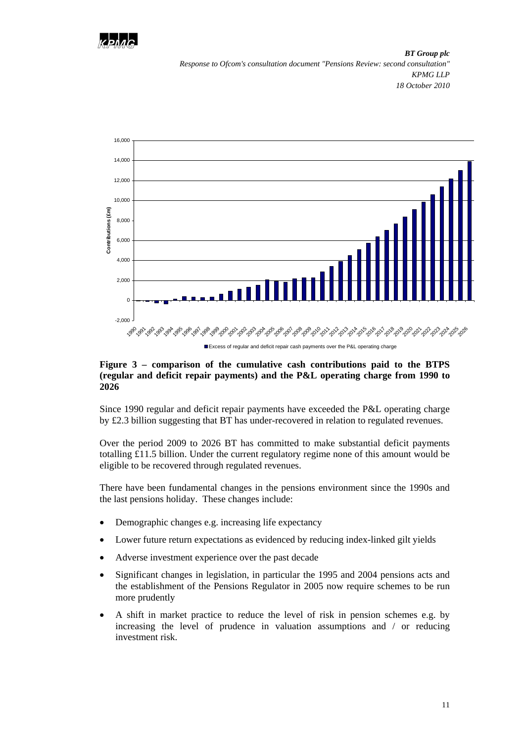**Figure 3 – comparison of the cumulative cash contributions paid to the BTPS (regular and deficit repair payments) and the P&L operating charge from 1990 to 2026**

Since 1990 regular and deficit repair payments have exceeded the P&L operating charge by £2.3 billion suggesting that BT has under-recovered in relation to regulated revenues.

Over the period 2009 to 2026 BT has committed to make substantial deficit payments totalling £11.5 billion. Under the current regulatory regime none of this amount would be eligible to be recovered through regulated revenues.

There have been fundamental changes in the pensions environment since the 1990s and the last pensions holiday. These changes include:

- Demographic changes e.g. increasing life expectancy
- Lower future return expectations as evidenced by reducing index-linked gilt yields
- Adverse investment experience over the past decade
- Significant changes in legislation, in particular the 1995 and 2004 pensions acts and the establishment of the Pensions Regulator in 2005 now require schemes to be run more prudently
- A shift in market practice to reduce the level of risk in pension schemes e.g. by increasing the level of prudence in valuation assumptions and / or reducing investment risk.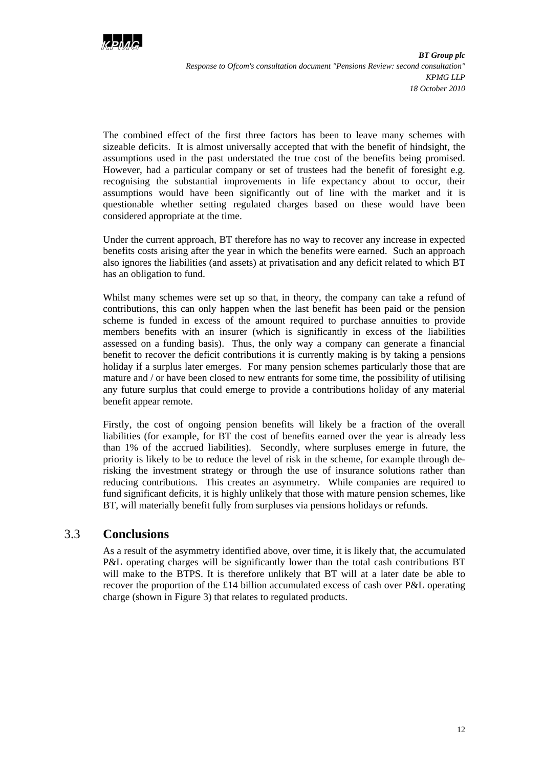The combined effect of the first three factors has been to leave many schemes with sizeable deficits. It is almost universally accepted that with the benefit of hindsight, the assumptions used in the past understated the true cost of the benefits being promised. However, had a particular company or set of trustees had the benefit of foresight e.g. recognising the substantial improvements in life expectancy about to occur, their assumptions would have been significantly out of line with the market and it is questionable whether setting regulated charges based on these would have been considered appropriate at the time.

Under the current approach, BT therefore has no way to recover any increase in expected benefits costs arising after the year in which the benefits were earned. Such an approach also ignores the liabilities (and assets) at privatisation and any deficit related to which BT has an obligation to fund.

Whilst many schemes were set up so that, in theory, the company can take a refund of contributions, this can only happen when the last benefit has been paid or the pension scheme is funded in excess of the amount required to purchase annuities to provide members benefits with an insurer (which is significantly in excess of the liabilities assessed on a funding basis). Thus, the only way a company can generate a financial benefit to recover the deficit contributions it is currently making is by taking a pensions holiday if a surplus later emerges. For many pension schemes particularly those that are mature and / or have been closed to new entrants for some time, the possibility of utilising any future surplus that could emerge to provide a contributions holiday of any material benefit appear remote.

Firstly, the cost of ongoing pension benefits will likely be a fraction of the overall liabilities (for example, for BT the cost of benefits earned over the year is already less than 1% of the accrued liabilities). Secondly, where surpluses emerge in future, the priority is likely to be to reduce the level of risk in the scheme, for example through de-risking the investment strategy or through the use of insurance solutions rather than reducing contributions. This creates an asymmetry. While companies are required to fund significant deficits, it is highly unlikely that those with mature pension schemes, like BT, will materially benefit fully from surpluses via pensions holidays or refunds.

## 3.3 Conclusions

As a result of the asymmetry identified above, over time, it is likely that, the accumulated P&L operating charges will be significantly lower than the total cash contributions BT will make to the BTPS. It is therefore unlikely that BT will at a later date be able to recover the proportion of the £14 billion accumulated excess of cash over P&L operating charge (shown in Figure 3) that relates to regulated products.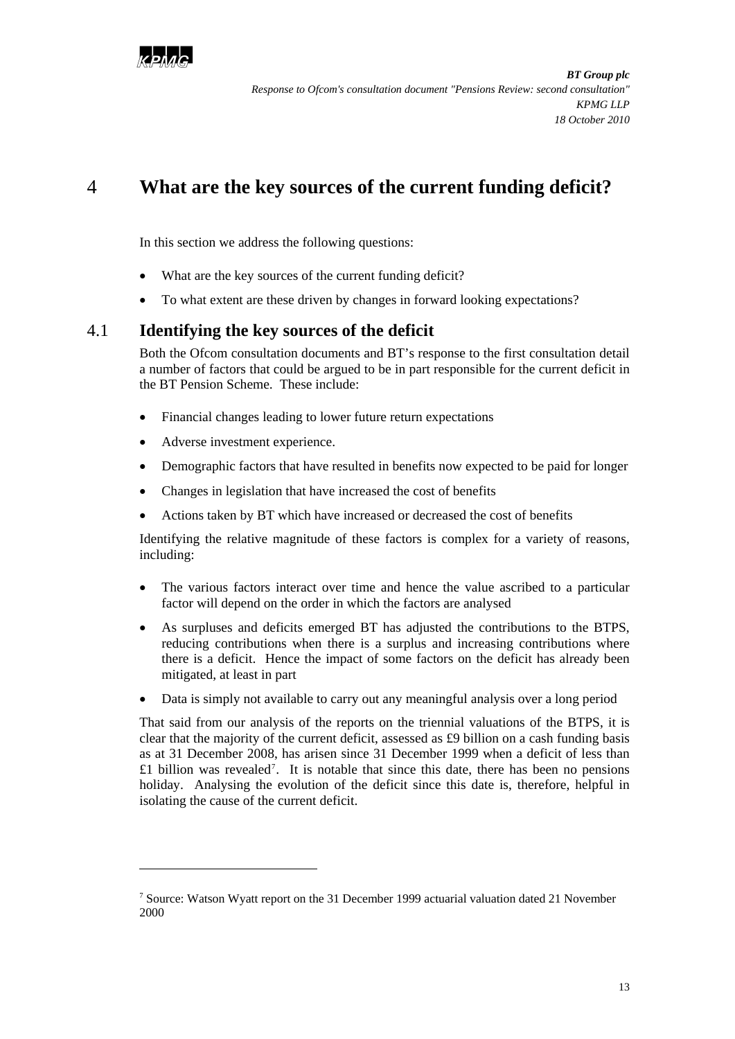# 4 What are the key sources of the current funding deficit?

In this section we address the following questions:

- What are the key sources of the current funding deficit?
- To what extent are these driven by changes in forward looking expectations?

## 4.1 Identifying the key sources of the deficit

Both the Ofcom consultation documents and BT's response to the first consultation detail a number of factors that could be argued to be in part responsible for the current deficit in the BT Pension Scheme. These include:

- Financial changes leading to lower future return expectations
- Adverse investment experience.
- Demographic factors that have resulted in benefits now expected to be paid for longer
- Changes in legislation that have increased the cost of benefits
- Actions taken by BT which have increased or decreased the cost of benefits

Identifying the relative magnitude of these factors is complex for a variety of reasons, including:

- The various factors interact over time and hence the value ascribed to a particular factor will depend on the order in which the factors are analysed
- As surpluses and deficits emerged BT has adjusted the contributions to the BTPS, reducing contributions when there is a surplus and increasing contributions where there is a deficit. Hence the impact of some factors on the deficit has already been mitigated, at least in part
- Data is simply not available to carry out any meaningful analysis over a long period

That said from our analysis of the reports on the triennial valuations of the BTPS, it is clear that the majority of the current deficit, assessed as £9 billion on a cash funding basis as at 31 December 2008, has arisen since 31 December 1999 when a deficit of less than £1 billion was revealed[7]. It is notable that since this date, there has been no pensions holiday. Analysing the evolution of the deficit since this date is, therefore, helpful in isolating the cause of the current deficit.

[7] Source: Watson Wyatt report on the 31 December 1999 actuarial valuation dated 21 November 2000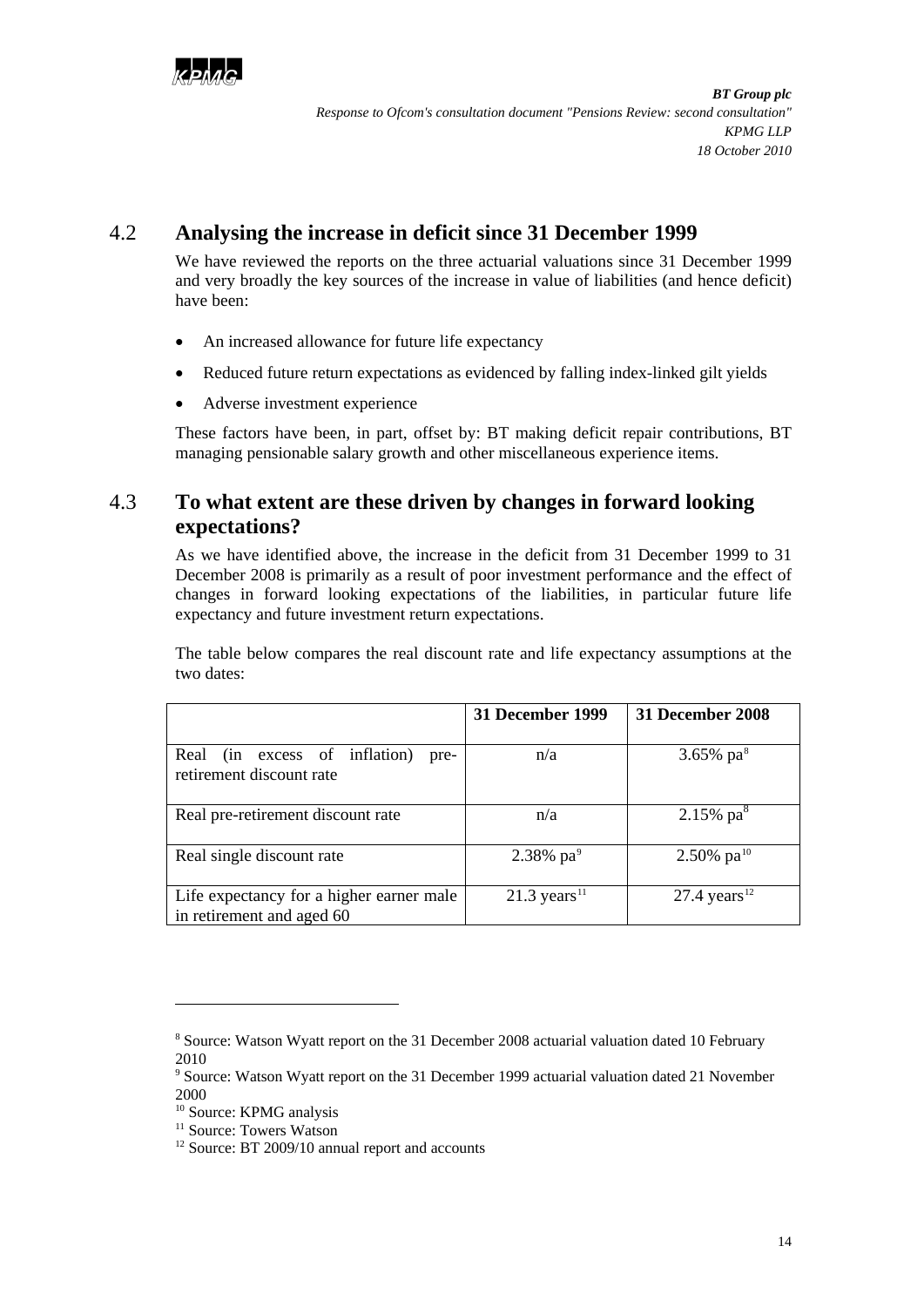## 4.2 Analysing the increase in deficit since 31 December 1999

We have reviewed the reports on the three actuarial valuations since 31 December 1999 and very broadly the key sources of the increase in value of liabilities (and hence deficit) have been:

- An increased allowance for future life expectancy
- Reduced future return expectations as evidenced by falling index-linked gilt yields
- Adverse investment experience

These factors have been, in part, offset by: BT making deficit repair contributions, BT managing pensionable salary growth and other miscellaneous experience items.

## 4.3 To what extent are these driven by changes in forward looking expectations?

As we have identified above, the increase in the deficit from 31 December 1999 to 31 December 2008 is primarily as a result of poor investment performance and the effect of changes in forward looking expectations of the liabilities, in particular future life expectancy and future investment return expectations.

The table below compares the real discount rate and life expectancy assumptions at the two dates:

| | 31 December 1999 | 31 December 2008 |
|---|---|---|
| Real (in excess of inflation) pre-retirement discount rate | n/a | 3.65% pa[8] |
| Real pre-retirement discount rate | n/a | 2.15% pa[8] |
| Real single discount rate | 2.38% pa[9] | 2.50% pa[10] |
| Life expectancy for a higher earner male in retirement and aged 60 | 21.3 years[11] | 27.4 years[12] |

---

[8] Source: Watson Wyatt report on the 31 December 2008 actuarial valuation dated 10 February 2010

[9] Source: Watson Wyatt report on the 31 December 1999 actuarial valuation dated 21 November 2000

[10] Source: KPMG analysis

[11] Source: Towers Watson

[12] Source: BT 2009/10 annual report and accounts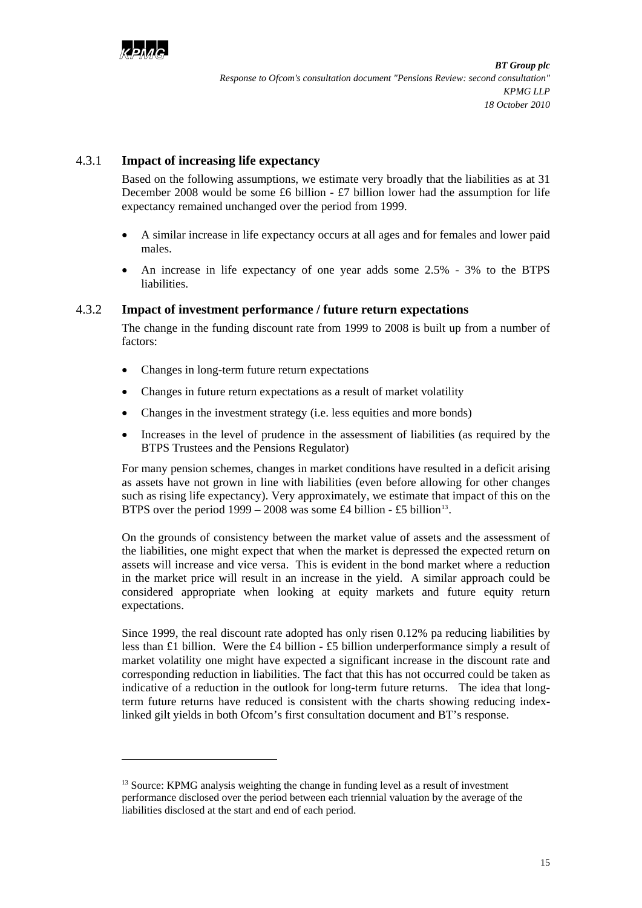### 4.3.1 Impact of increasing life expectancy

Based on the following assumptions, we estimate very broadly that the liabilities as at 31 December 2008 would be some £6 billion - £7 billion lower had the assumption for life expectancy remained unchanged over the period from 1999.

- A similar increase in life expectancy occurs at all ages and for females and lower paid males.
- An increase in life expectancy of one year adds some 2.5% - 3% to the BTPS liabilities.

### 4.3.2 Impact of investment performance / future return expectations

The change in the funding discount rate from 1999 to 2008 is built up from a number of factors:

- Changes in long-term future return expectations
- Changes in future return expectations as a result of market volatility
- Changes in the investment strategy (i.e. less equities and more bonds)
- Increases in the level of prudence in the assessment of liabilities (as required by the BTPS Trustees and the Pensions Regulator)

For many pension schemes, changes in market conditions have resulted in a deficit arising as assets have not grown in line with liabilities (even before allowing for other changes such as rising life expectancy). Very approximately, we estimate that impact of this on the BTPS over the period 1999 – 2008 was some £4 billion - £5 billion[13].

On the grounds of consistency between the market value of assets and the assessment of the liabilities, one might expect that when the market is depressed the expected return on assets will increase and vice versa. This is evident in the bond market where a reduction in the market price will result in an increase in the yield. A similar approach could be considered appropriate when looking at equity markets and future equity return expectations.

Since 1999, the real discount rate adopted has only risen 0.12% pa reducing liabilities by less than £1 billion. Were the £4 billion - £5 billion underperformance simply a result of market volatility one might have expected a significant increase in the discount rate and corresponding reduction in liabilities. The fact that this has not occurred could be taken as indicative of a reduction in the outlook for long-term future returns. The idea that long-term future returns have reduced is consistent with the charts showing reducing index-linked gilt yields in both Ofcom's first consultation document and BT's response.

---

[13] Source: KPMG analysis weighting the change in funding level as a result of investment performance disclosed over the period between each triennial valuation by the average of the liabilities disclosed at the start and end of each period.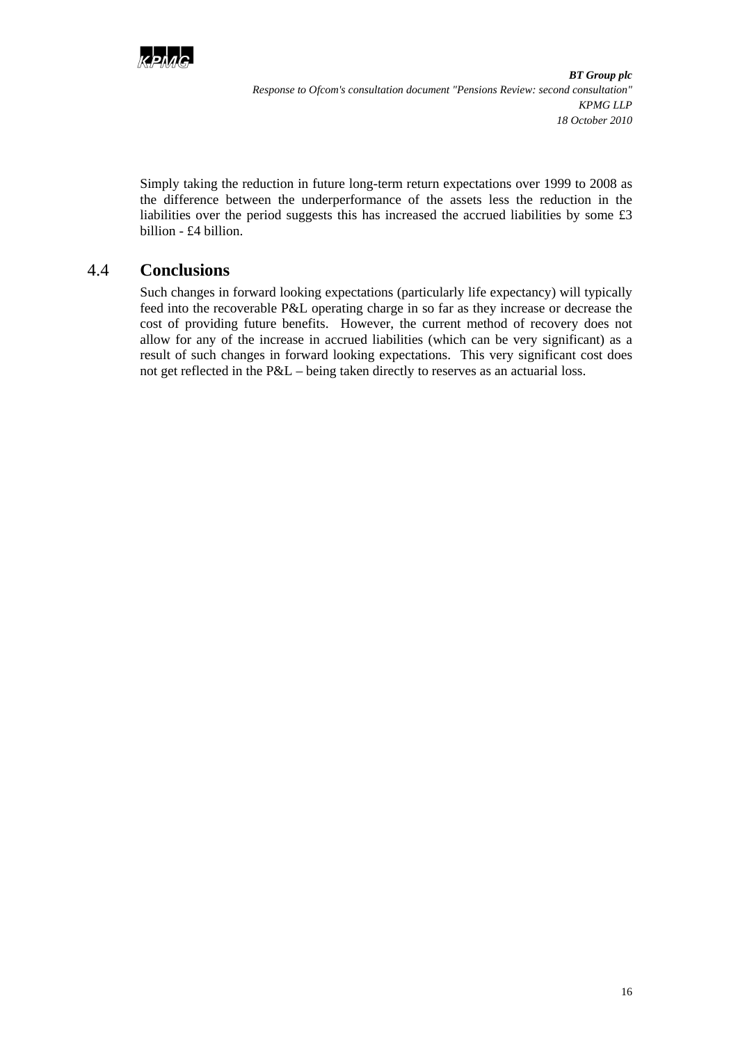Simply taking the reduction in future long-term return expectations over 1999 to 2008 as the difference between the underperformance of the assets less the reduction in the liabilities over the period suggests this has increased the accrued liabilities by some £3 billion - £4 billion.

## 4.4 Conclusions

Such changes in forward looking expectations (particularly life expectancy) will typically feed into the recoverable P&L operating charge in so far as they increase or decrease the cost of providing future benefits. However, the current method of recovery does not allow for any of the increase in accrued liabilities (which can be very significant) as a result of such changes in forward looking expectations. This very significant cost does not get reflected in the P&L – being taken directly to reserves as an actuarial loss.